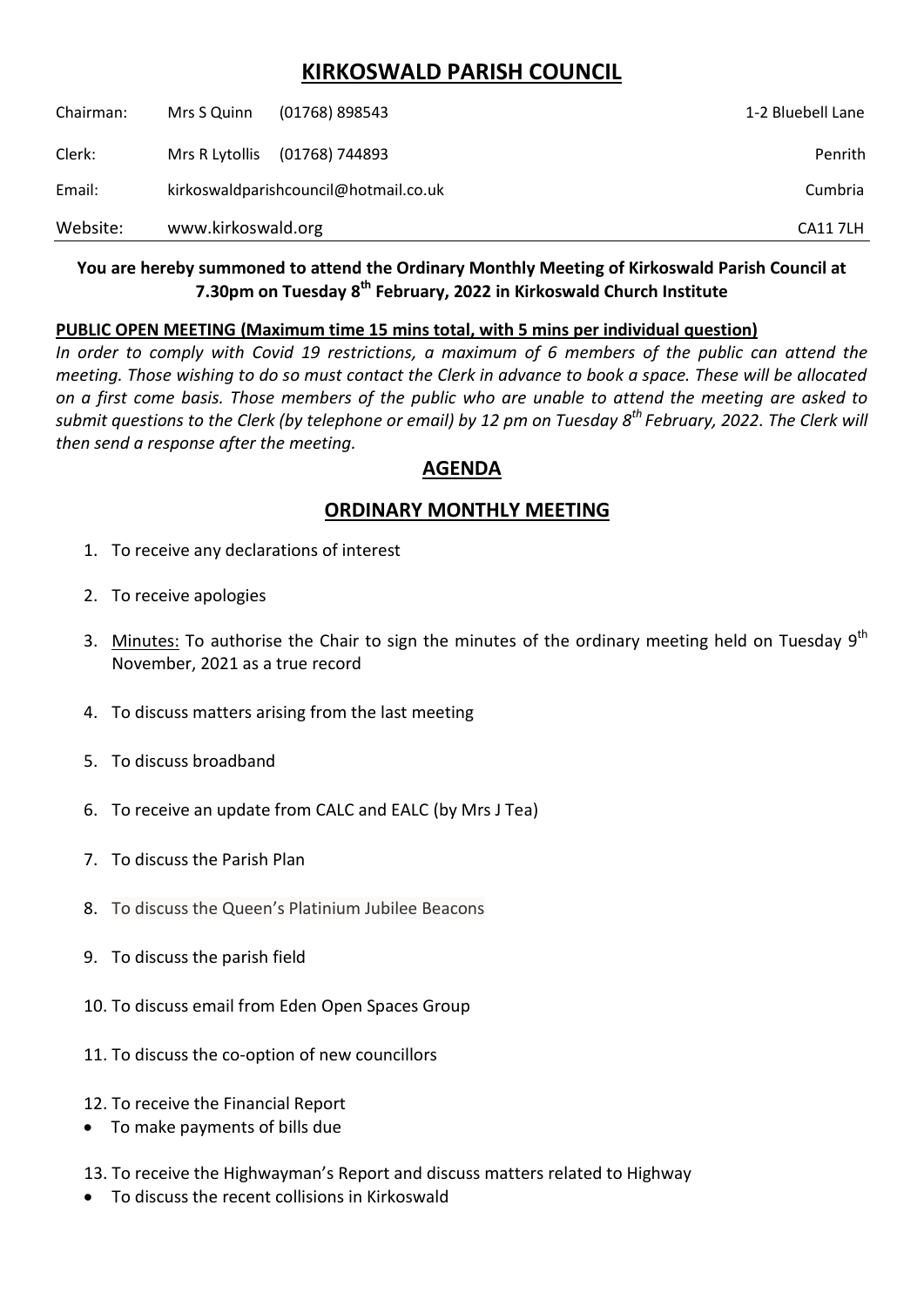# KIRKOSWALD PARISH COUNCIL

| | | | |
|---|---|---|---|
| Chairman: | Mrs S Quinn | (01768) 898543 | 1-2 Bluebell Lane |
| Clerk: | Mrs R Lytollis | (01768) 744893 | Penrith |
| Email: | kirkoswaldparishcouncil@hotmail.co.uk | | Cumbria |
| Website: | www.kirkoswald.org | | CA11 7LH |

**You are hereby summoned to attend the Ordinary Monthly Meeting of Kirkoswald Parish Council at 7.30pm on Tuesday 8th February, 2022 in Kirkoswald Church Institute**

**PUBLIC OPEN MEETING (Maximum time 15 mins total, with 5 mins per individual question)**

*In order to comply with Covid 19 restrictions, a maximum of 6 members of the public can attend the meeting. Those wishing to do so must contact the Clerk in advance to book a space. These will be allocated on a first come basis. Those members of the public who are unable to attend the meeting are asked to submit questions to the Clerk (by telephone or email) by 12 pm on Tuesday 8th February, 2022. The Clerk will then send a response after the meeting.*

## AGENDA

## ORDINARY MONTHLY MEETING

1. To receive any declarations of interest
2. To receive apologies
3. Minutes: To authorise the Chair to sign the minutes of the ordinary meeting held on Tuesday 9th November, 2021 as a true record
4. To discuss matters arising from the last meeting
5. To discuss broadband
6. To receive an update from CALC and EALC (by Mrs J Tea)
7. To discuss the Parish Plan
8. To discuss the Queen's Platinium Jubilee Beacons
9. To discuss the parish field
10. To discuss email from Eden Open Spaces Group
11. To discuss the co-option of new councillors
12. To receive the Financial Report
    - To make payments of bills due
13. To receive the Highwayman's Report and discuss matters related to Highway
    - To discuss the recent collisions in Kirkoswald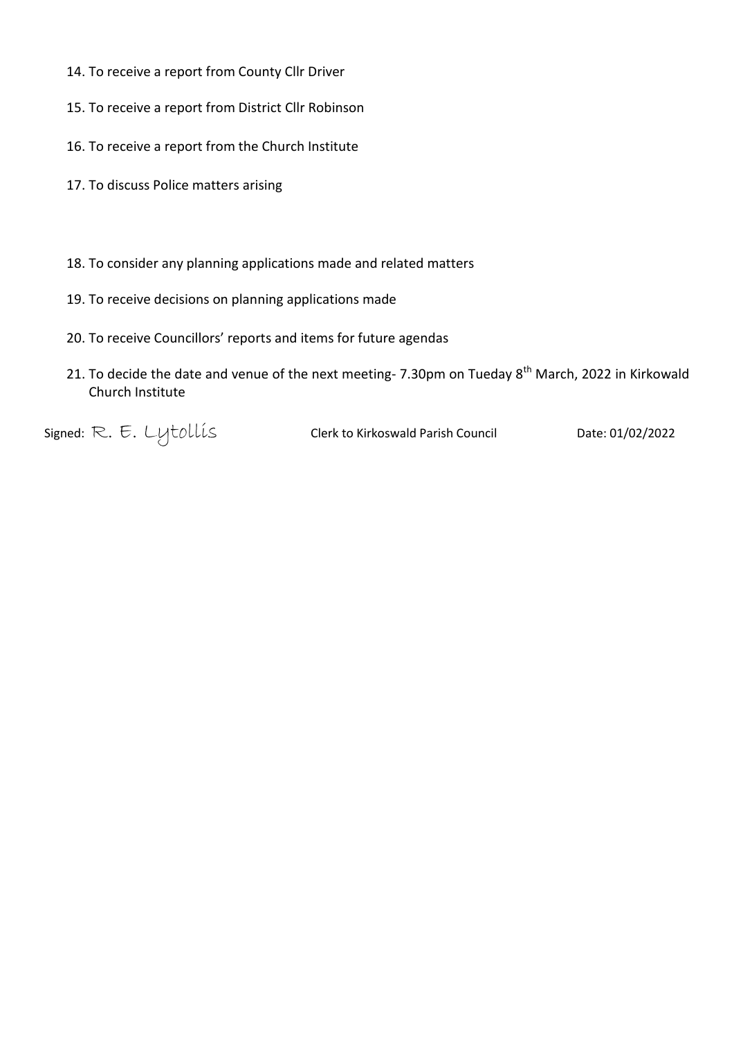14. To receive a report from County Cllr Driver

15. To receive a report from District Cllr Robinson

16. To receive a report from the Church Institute

17. To discuss Police matters arising

18. To consider any planning applications made and related matters

19. To receive decisions on planning applications made

20. To receive Councillors' reports and items for future agendas

21. To decide the date and venue of the next meeting- 7.30pm on Tueday 8th March, 2022 in Kirkowald Church Institute

Signed: R. E. Lytollis Clerk to Kirkoswald Parish Council Date: 01/02/2022